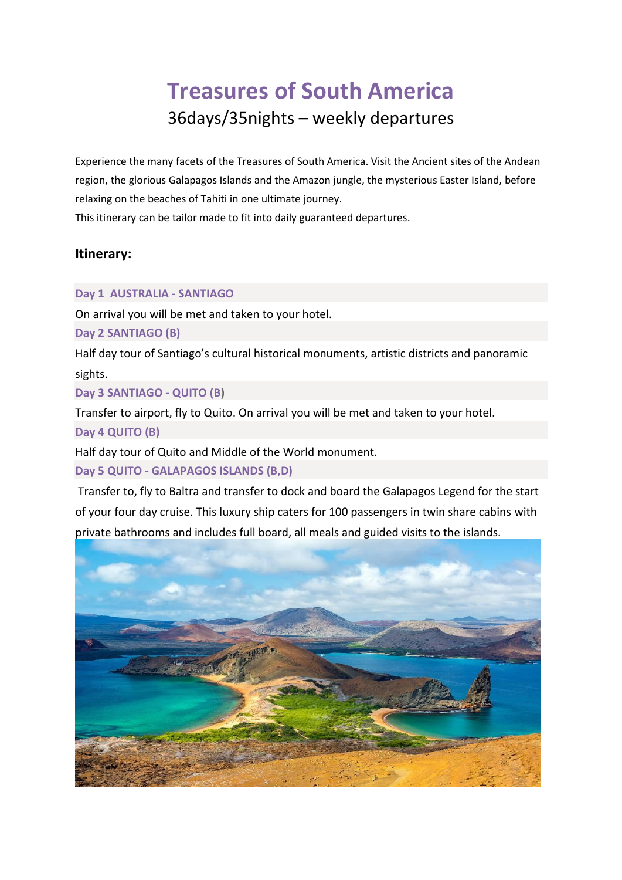# Treasures of South America

36days/35nights – weekly departures

Experience the many facets of the Treasures of South America. Visit the Ancient sites of the Andean region, the glorious Galapagos Islands and the Amazon jungle, the mysterious Easter Island, before relaxing on the beaches of Tahiti in one ultimate journey.

This itinerary can be tailor made to fit into daily guaranteed departures.

## Itinerary:

### Day 1 AUSTRALIA - SANTIAGO

On arrival you will be met and taken to your hotel.

### Day 2 SANTIAGO (B)

Half day tour of Santiago's cultural historical monuments, artistic districts and panoramic sights.

### Day 3 SANTIAGO - QUITO (B)

Transfer to airport, fly to Quito. On arrival you will be met and taken to your hotel.

### Day 4 QUITO (B)

Half day tour of Quito and Middle of the World monument.

### Day 5 QUITO - GALAPAGOS ISLANDS (B,D)

Transfer to, fly to Baltra and transfer to dock and board the Galapagos Legend for the start of your four day cruise. This luxury ship caters for 100 passengers in twin share cabins with private bathrooms and includes full board, all meals and guided visits to the islands.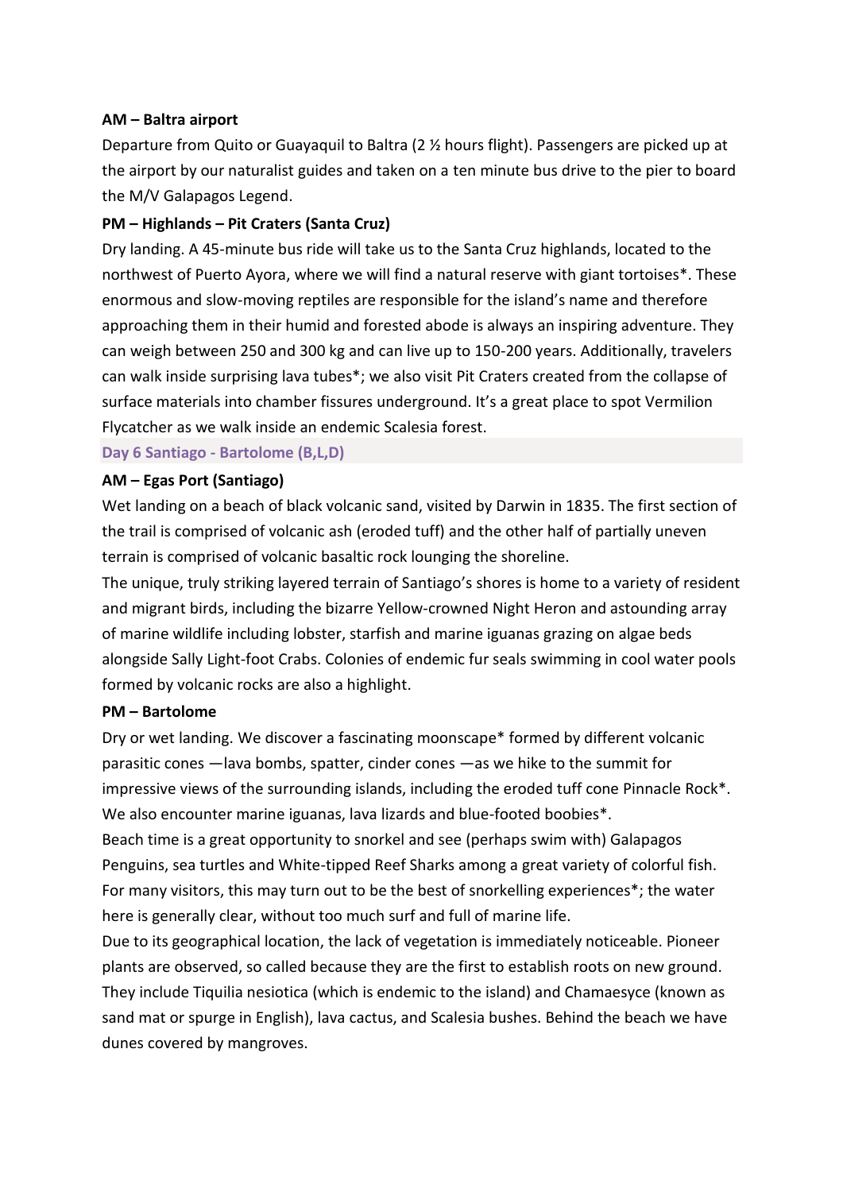**AM – Baltra airport**

Departure from Quito or Guayaquil to Baltra (2 ½ hours flight). Passengers are picked up at the airport by our naturalist guides and taken on a ten minute bus drive to the pier to board the M/V Galapagos Legend.

**PM – Highlands – Pit Craters (Santa Cruz)**

Dry landing. A 45-minute bus ride will take us to the Santa Cruz highlands, located to the northwest of Puerto Ayora, where we will find a natural reserve with giant tortoises*. These enormous and slow-moving reptiles are responsible for the island's name and therefore approaching them in their humid and forested abode is always an inspiring adventure. They can weigh between 250 and 300 kg and can live up to 150-200 years. Additionally, travelers can walk inside surprising lava tubes*; we also visit Pit Craters created from the collapse of surface materials into chamber fissures underground. It's a great place to spot Vermilion Flycatcher as we walk inside an endemic Scalesia forest.

## Day 6 Santiago - Bartolome (B,L,D)

**AM – Egas Port (Santiago)**

Wet landing on a beach of black volcanic sand, visited by Darwin in 1835. The first section of the trail is comprised of volcanic ash (eroded tuff) and the other half of partially uneven terrain is comprised of volcanic basaltic rock lounging the shoreline.

The unique, truly striking layered terrain of Santiago's shores is home to a variety of resident and migrant birds, including the bizarre Yellow-crowned Night Heron and astounding array of marine wildlife including lobster, starfish and marine iguanas grazing on algae beds alongside Sally Light-foot Crabs. Colonies of endemic fur seals swimming in cool water pools formed by volcanic rocks are also a highlight.

**PM – Bartolome**

Dry or wet landing. We discover a fascinating moonscape* formed by different volcanic parasitic cones —lava bombs, spatter, cinder cones —as we hike to the summit for impressive views of the surrounding islands, including the eroded tuff cone Pinnacle Rock*. We also encounter marine iguanas, lava lizards and blue-footed boobies*.

Beach time is a great opportunity to snorkel and see (perhaps swim with) Galapagos Penguins, sea turtles and White-tipped Reef Sharks among a great variety of colorful fish. For many visitors, this may turn out to be the best of snorkelling experiences*; the water here is generally clear, without too much surf and full of marine life.

Due to its geographical location, the lack of vegetation is immediately noticeable. Pioneer plants are observed, so called because they are the first to establish roots on new ground. They include Tiquilia nesiotica (which is endemic to the island) and Chamaesyce (known as sand mat or spurge in English), lava cactus, and Scalesia bushes. Behind the beach we have dunes covered by mangroves.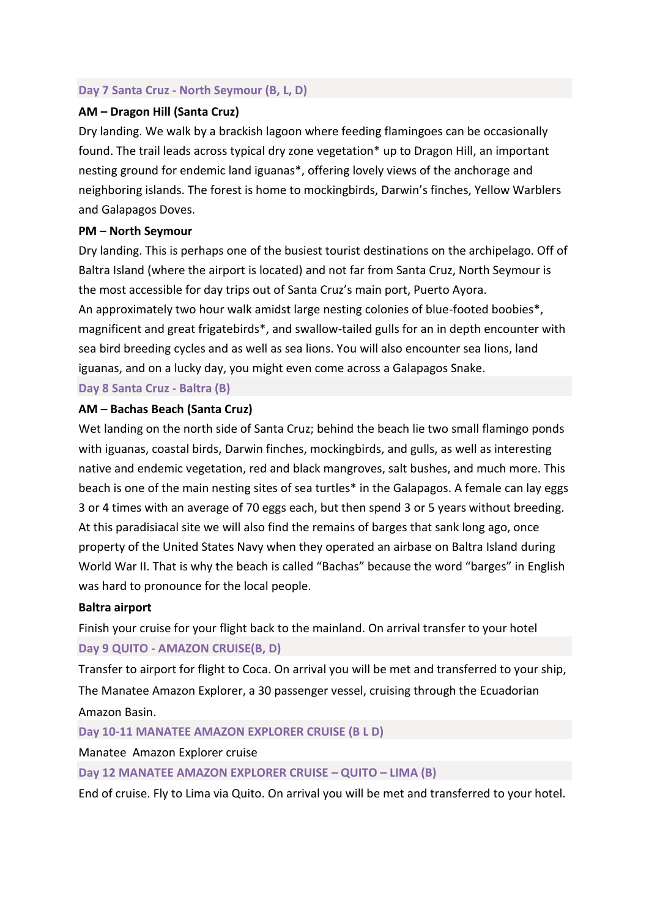## Day 7 Santa Cruz - North Seymour (B, L, D)

**AM – Dragon Hill (Santa Cruz)**

Dry landing. We walk by a brackish lagoon where feeding flamingoes can be occasionally found. The trail leads across typical dry zone vegetation* up to Dragon Hill, an important nesting ground for endemic land iguanas*, offering lovely views of the anchorage and neighboring islands. The forest is home to mockingbirds, Darwin's finches, Yellow Warblers and Galapagos Doves.

**PM – North Seymour**

Dry landing. This is perhaps one of the busiest tourist destinations on the archipelago. Off of Baltra Island (where the airport is located) and not far from Santa Cruz, North Seymour is the most accessible for day trips out of Santa Cruz's main port, Puerto Ayora.
An approximately two hour walk amidst large nesting colonies of blue-footed boobies*, magnificent and great frigatebirds*, and swallow-tailed gulls for an in depth encounter with sea bird breeding cycles and as well as sea lions. You will also encounter sea lions, land iguanas, and on a lucky day, you might even come across a Galapagos Snake.

## Day 8 Santa Cruz - Baltra (B)

**AM – Bachas Beach (Santa Cruz)**

Wet landing on the north side of Santa Cruz; behind the beach lie two small flamingo ponds with iguanas, coastal birds, Darwin finches, mockingbirds, and gulls, as well as interesting native and endemic vegetation, red and black mangroves, salt bushes, and much more. This beach is one of the main nesting sites of sea turtles* in the Galapagos. A female can lay eggs 3 or 4 times with an average of 70 eggs each, but then spend 3 or 5 years without breeding. At this paradisiacal site we will also find the remains of barges that sank long ago, once property of the United States Navy when they operated an airbase on Baltra Island during World War II. That is why the beach is called "Bachas" because the word "barges" in English was hard to pronounce for the local people.

**Baltra airport**

Finish your cruise for your flight back to the mainland. On arrival transfer to your hotel

## Day 9 QUITO - AMAZON CRUISE(B, D)

Transfer to airport for flight to Coca. On arrival you will be met and transferred to your ship, The Manatee Amazon Explorer, a 30 passenger vessel, cruising through the Ecuadorian Amazon Basin.

## Day 10-11 MANATEE AMAZON EXPLORER CRUISE (B L D)

Manatee  Amazon Explorer cruise

## Day 12 MANATEE AMAZON EXPLORER CRUISE – QUITO – LIMA (B)

End of cruise. Fly to Lima via Quito. On arrival you will be met and transferred to your hotel.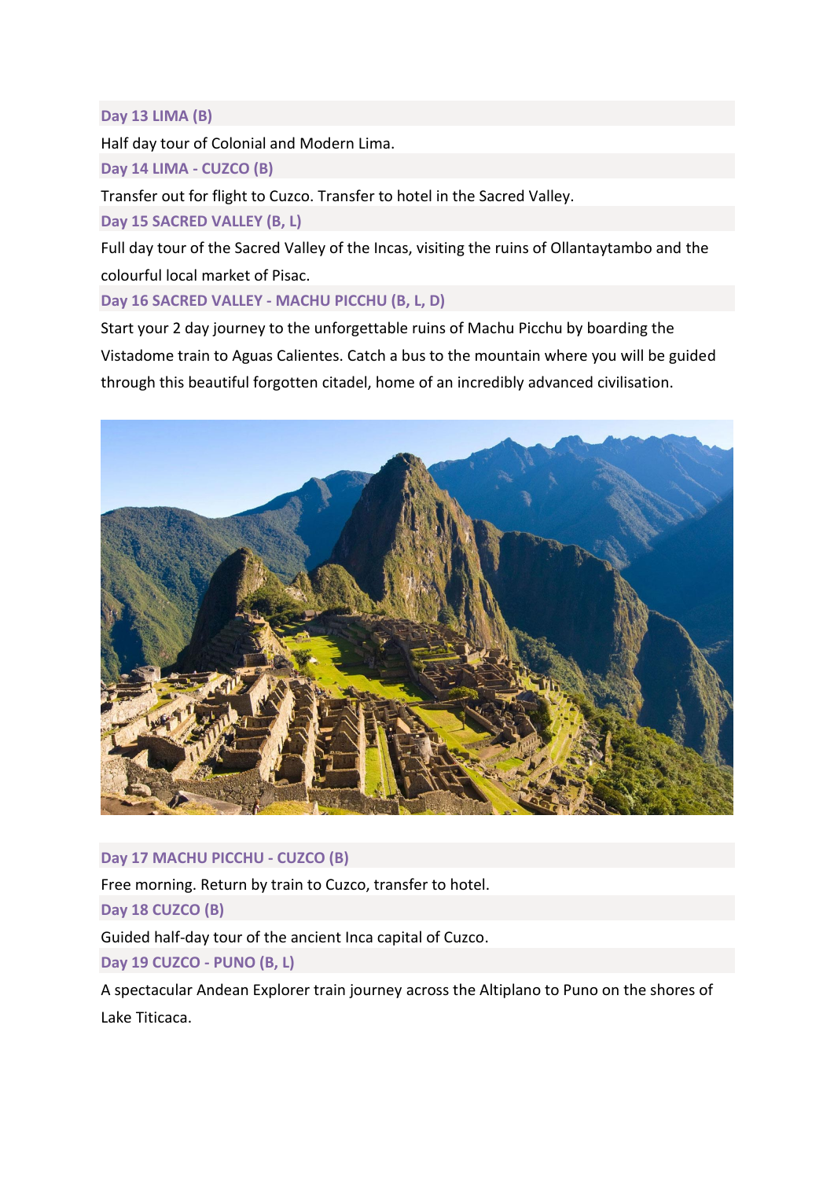### Day 13 LIMA (B)

Half day tour of Colonial and Modern Lima.

### Day 14 LIMA - CUZCO (B)

Transfer out for flight to Cuzco. Transfer to hotel in the Sacred Valley.

### Day 15 SACRED VALLEY (B, L)

Full day tour of the Sacred Valley of the Incas, visiting the ruins of Ollantaytambo and the colourful local market of Pisac.

### Day 16 SACRED VALLEY - MACHU PICCHU (B, L, D)

Start your 2 day journey to the unforgettable ruins of Machu Picchu by boarding the Vistadome train to Aguas Calientes. Catch a bus to the mountain where you will be guided through this beautiful forgotten citadel, home of an incredibly advanced civilisation.

### Day 17 MACHU PICCHU - CUZCO (B)

Free morning. Return by train to Cuzco, transfer to hotel.

### Day 18 CUZCO (B)

Guided half-day tour of the ancient Inca capital of Cuzco.

### Day 19 CUZCO - PUNO (B, L)

A spectacular Andean Explorer train journey across the Altiplano to Puno on the shores of Lake Titicaca.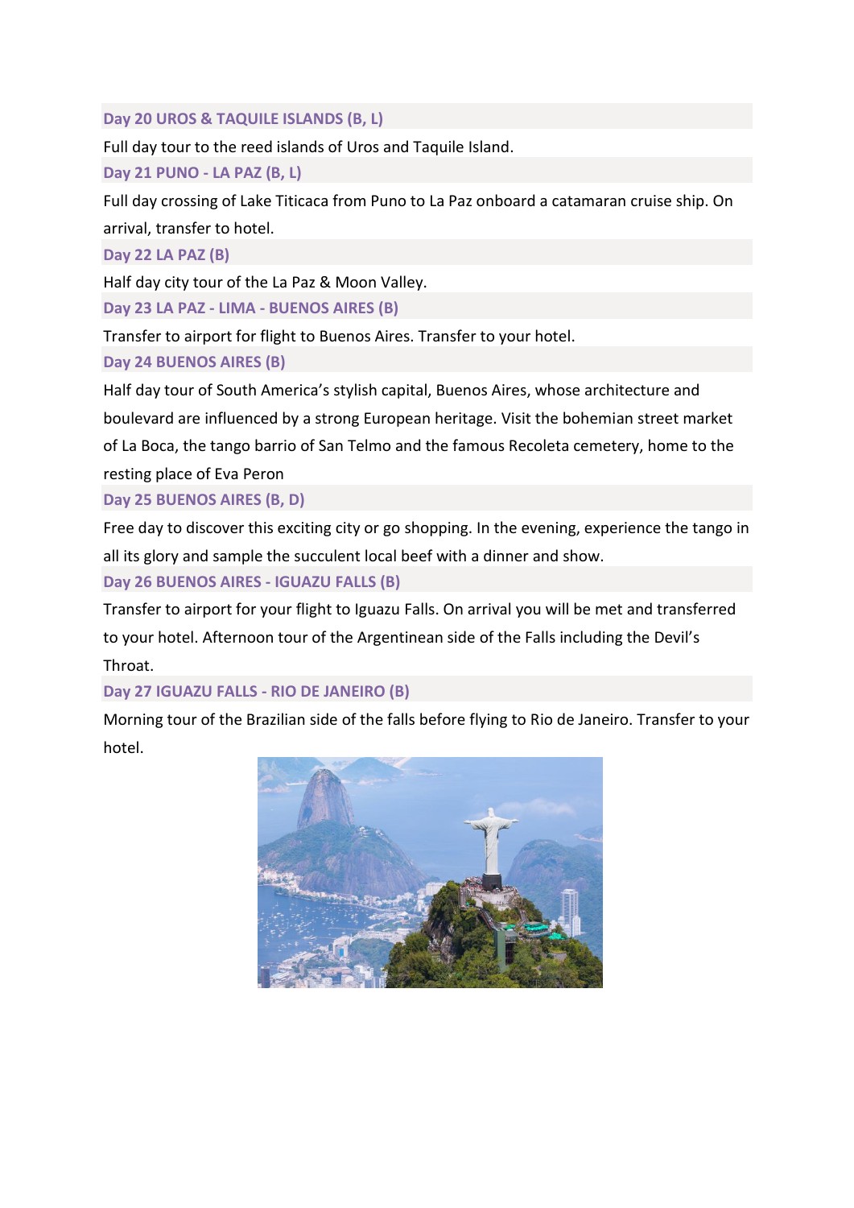### Day 20 UROS & TAQUILE ISLANDS (B, L)

Full day tour to the reed islands of Uros and Taquile Island.

### Day 21 PUNO - LA PAZ (B, L)

Full day crossing of Lake Titicaca from Puno to La Paz onboard a catamaran cruise ship. On arrival, transfer to hotel.

### Day 22 LA PAZ (B)

Half day city tour of the La Paz & Moon Valley.

### Day 23 LA PAZ - LIMA - BUENOS AIRES (B)

Transfer to airport for flight to Buenos Aires. Transfer to your hotel.

### Day 24 BUENOS AIRES (B)

Half day tour of South America's stylish capital, Buenos Aires, whose architecture and boulevard are influenced by a strong European heritage. Visit the bohemian street market of La Boca, the tango barrio of San Telmo and the famous Recoleta cemetery, home to the resting place of Eva Peron

### Day 25 BUENOS AIRES (B, D)

Free day to discover this exciting city or go shopping. In the evening, experience the tango in all its glory and sample the succulent local beef with a dinner and show.

### Day 26 BUENOS AIRES - IGUAZU FALLS (B)

Transfer to airport for your flight to Iguazu Falls. On arrival you will be met and transferred to your hotel. Afternoon tour of the Argentinean side of the Falls including the Devil's Throat.

### Day 27 IGUAZU FALLS - RIO DE JANEIRO (B)

Morning tour of the Brazilian side of the falls before flying to Rio de Janeiro. Transfer to your hotel.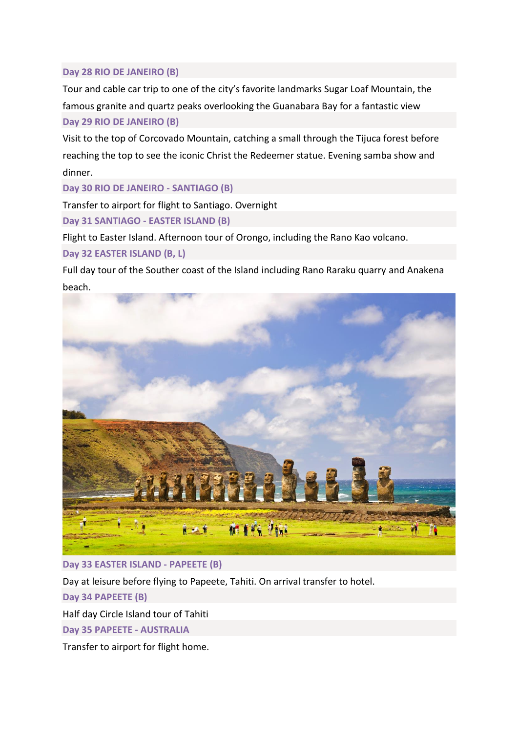### Day 28 RIO DE JANEIRO (B)

Tour and cable car trip to one of the city's favorite landmarks Sugar Loaf Mountain, the famous granite and quartz peaks overlooking the Guanabara Bay for a fantastic view

### Day 29 RIO DE JANEIRO (B)

Visit to the top of Corcovado Mountain, catching a small through the Tijuca forest before reaching the top to see the iconic Christ the Redeemer statue. Evening samba show and dinner.

### Day 30 RIO DE JANEIRO - SANTIAGO (B)

Transfer to airport for flight to Santiago. Overnight

### Day 31 SANTIAGO - EASTER ISLAND (B)

Flight to Easter Island. Afternoon tour of Orongo, including the Rano Kao volcano.

### Day 32 EASTER ISLAND (B, L)

Full day tour of the Souther coast of the Island including Rano Raraku quarry and Anakena beach.

### Day 33 EASTER ISLAND - PAPEETE (B)

Day at leisure before flying to Papeete, Tahiti. On arrival transfer to hotel.

### Day 34 PAPEETE (B)

Half day Circle Island tour of Tahiti

### Day 35 PAPEETE - AUSTRALIA

Transfer to airport for flight home.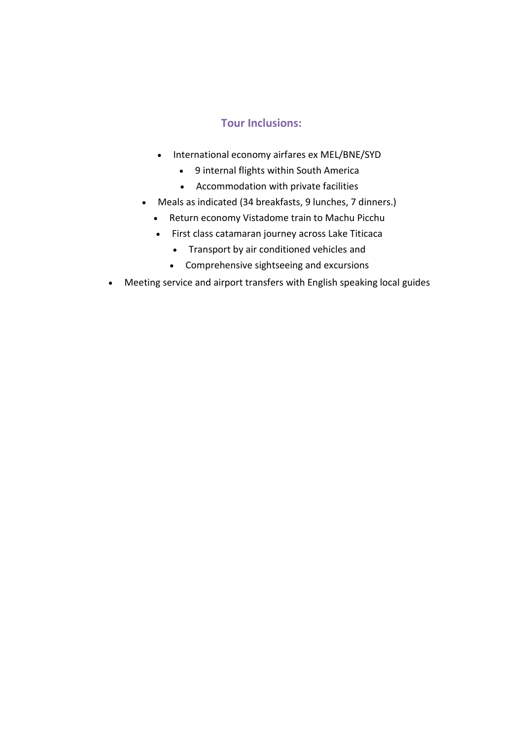## Tour Inclusions:

- International economy airfares ex MEL/BNE/SYD
- 9 internal flights within South America
- Accommodation with private facilities
- Meals as indicated (34 breakfasts, 9 lunches, 7 dinners.)
- Return economy Vistadome train to Machu Picchu
- First class catamaran journey across Lake Titicaca
- Transport by air conditioned vehicles and
- Comprehensive sightseeing and excursions
- Meeting service and airport transfers with English speaking local guides